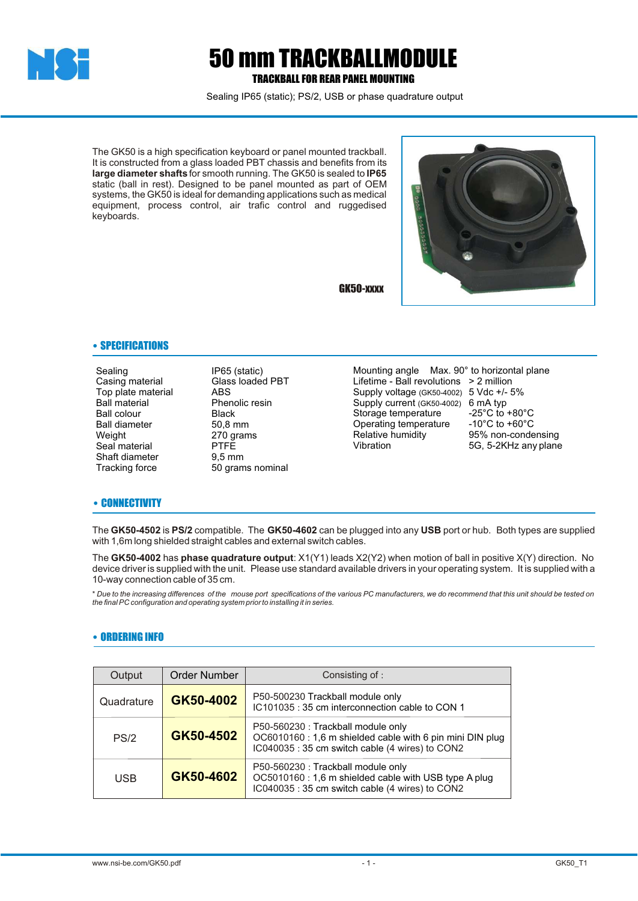# 50 mm TRACKBALLMODULE

## TRACKBALL FOR REAR PANEL MOUNTING

Sealing IP65 (static); PS/2, USB or phase quadrature output

The GK50 is a high specification keyboard or panel mounted trackball. It is constructed from a glass loaded PBT chassis and benefits from its **large diameter shafts** for smooth running. The GK50 is sealed to **IP65** static (ball in rest). Designed to be panel mounted as part of OEM systems, the GK50 is ideal for demanding applications such as medical equipment, process control, air trafic control and ruggedised keyboards.

GK50-xxxx

## • SPECIFICATIONS

| | |
|---|---|
| Sealing | IP65 (static) |
| Casing material | Glass loaded PBT |
| Top plate material | ABS |
| Ball material | Phenolic resin |
| Ball colour | Black |
| Ball diameter | 50,8 mm |
| Weight | 270 grams |
| Seal material | PTFE |
| Shaft diameter | 9,5 mm |
| Tracking force | 50 grams nominal |

| | |
|---|---|
| Mounting angle | Max. 90° to horizontal plane |
| Lifetime - Ball revolutions | > 2 million |
| Supply voltage (GK50-4002) | 5 Vdc +/- 5% |
| Supply current (GK50-4002) | 6 mA typ |
| Storage temperature | -25°C to +80°C |
| Operating temperature | -10°C to +60°C |
| Relative humidity | 95% non-condensing |
| Vibration | 5G, 5-2KHz any plane |

## • CONNECTIVITY

The **GK50-4502** is **PS/2** compatible. The **GK50-4602** can be plugged into any **USB** port or hub. Both types are supplied with 1,6m long shielded straight cables and external switch cables.

The **GK50-4002** has **phase quadrature output**: X1(Y1) leads X2(Y2) when motion of ball in positive X(Y) direction. No device driver is supplied with the unit. Please use standard available drivers in your operating system. It is supplied with a 10-way connection cable of 35 cm.

*\* Due to the increasing differences of the mouse port specifications of the various PC manufacturers, we do recommend that this unit should be tested on the final PC configuration and operating system prior to installing it in series.*

## • ORDERING INFO

| Output | Order Number | Consisting of : |
|---|---|---|
| Quadrature | **GK50-4002** | P50-500230 Trackball module only<br>IC101035 : 35 cm interconnection cable to CON 1 |
| PS/2 | **GK50-4502** | P50-560230 : Trackball module only<br>OC6010160 : 1,6 m shielded cable with 6 pin mini DIN plug<br>IC040035 : 35 cm switch cable (4 wires) to CON2 |
| USB | **GK50-4602** | P50-560230 : Trackball module only<br>OC5010160 : 1,6 m shielded cable with USB type A plug<br>IC040035 : 35 cm switch cable (4 wires) to CON2 |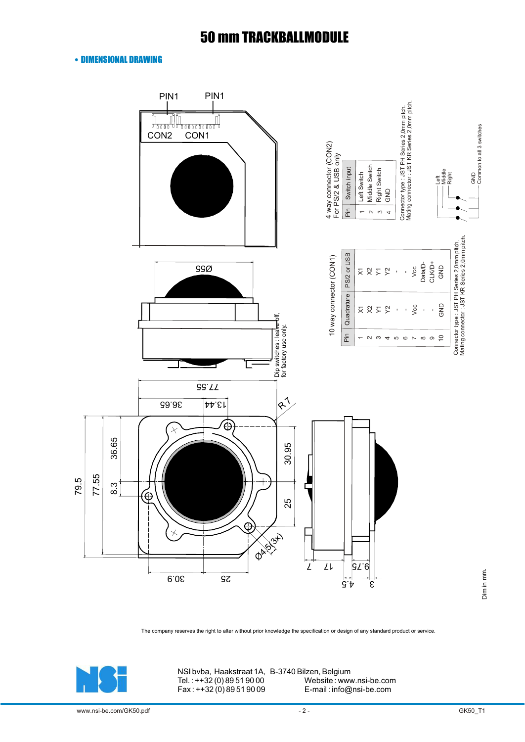# 50 mm TRACKBALLMODULE

## • DIMENSIONAL DRAWING

PIN1
PIN1
CON2
CON1

Ø55

Dip switches : leave off, for factory use only.

77.55
36.65
13.44
R7
79.5
77.55
36.65
8.3
30.95
25
Ø4.5(3x)
30.9
25
7
17
9.75
4.5
3

**4 way connector (CON2)**
**For PS/2 & USB only**

| Pin | Switch input |
|---|---|
| 1 | Left Switch |
| 2 | Middle Switch |
| 3 | Right Switch |
| 4 | GND |

Connector type : JST PH Series 2,0mm pitch.
Mating connector : JST KR Series 2,0mm pitch.

Left
Middle
Right
GND
Common to all 3 switches

**10 way connector (CON1)**

| Pin | Quadrature | PS/2 or USB |
|---|---|---|
| 1 | X1 | X1 |
| 2 | X2 | X2 |
| 3 | Y1 | Y1 |
| 4 | Y2 | Y2 |
| 5 | - | - |
| 6 | - | - |
| 7 | Vcc | Vcc |
| 8 | - | Data/D- |
| 9 | - | CLK/D+ |
| 10 | GND | GND |

Connector type : JST PH Series 2,0mm pitch.
Mating connector : JST KR Series 2,0mm pitch.

Dim in mm.

The company reserves the right to alter without prior knowledge the specification or design of any standard product or service.

NSI bvba, Haakstraat 1A, B-3740 Bilzen, Belgium
Tel. : ++32 (0) 89 51 90 00
Fax : ++32 (0) 89 51 90 09
Website : www.nsi-be.com
E-mail : info@nsi-be.com